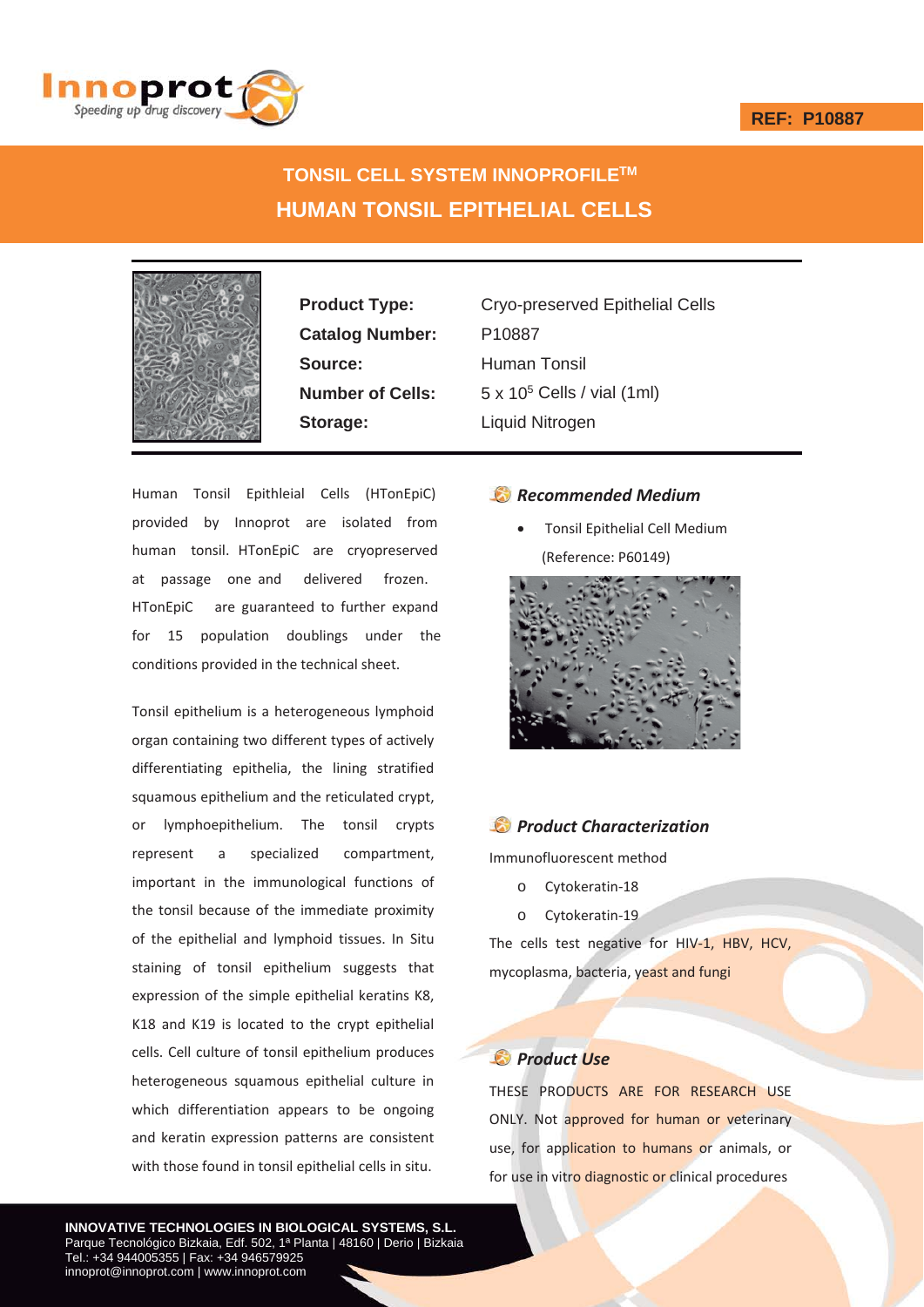REF: P10887

# TONSIL CELL SYSTEM INNOPROFILE™

# HUMAN TONSIL EPITHELIAL CELLS

| | |
|---|---|
| **Product Type:** | Cryo-preserved Epithelial Cells |
| **Catalog Number:** | P10887 |
| **Source:** | Human Tonsil |
| **Number of Cells:** | $5 \times 10^5$ Cells / vial (1ml) |
| **Storage:** | Liquid Nitrogen |

Human Tonsil Epithleial Cells (HTonEpiC) provided by Innoprot are isolated from human tonsil. HTonEpiC are cryopreserved at passage one and delivered frozen. HTonEpiC are guaranteed to further expand for 15 population doublings under the conditions provided in the technical sheet.

Tonsil epithelium is a heterogeneous lymphoid organ containing two different types of actively differentiating epithelia, the lining stratified squamous epithelium and the reticulated crypt, or lymphoepithelium. The tonsil crypts represent a specialized compartment, important in the immunological functions of the tonsil because of the immediate proximity of the epithelial and lymphoid tissues. In Situ staining of tonsil epithelium suggests that expression of the simple epithelial keratins K8, K18 and K19 is located to the crypt epithelial cells. Cell culture of tonsil epithelium produces heterogeneous squamous epithelial culture in which differentiation appears to be ongoing and keratin expression patterns are consistent with those found in tonsil epithelial cells in situ.

## *Recommended Medium*

- Tonsil Epithelial Cell Medium (Reference: P60149)

## *Product Characterization*

Immunofluorescent method

- Cytokeratin-18
- Cytokeratin-19

The cells test negative for HIV-1, HBV, HCV, mycoplasma, bacteria, yeast and fungi

## *Product Use*

THESE PRODUCTS ARE FOR RESEARCH USE ONLY. Not approved for human or veterinary use, for application to humans or animals, or for use in vitro diagnostic or clinical procedures

**INNOVATIVE TECHNOLOGIES IN BIOLOGICAL SYSTEMS, S.L.**
Parque Tecnológico Bizkaia, Edf. 502, 1ª Planta | 48160 | Derio | Bizkaia
Tel.: +34 944005355 | Fax: +34 946579925
innoprot@innoprot.com | www.innoprot.com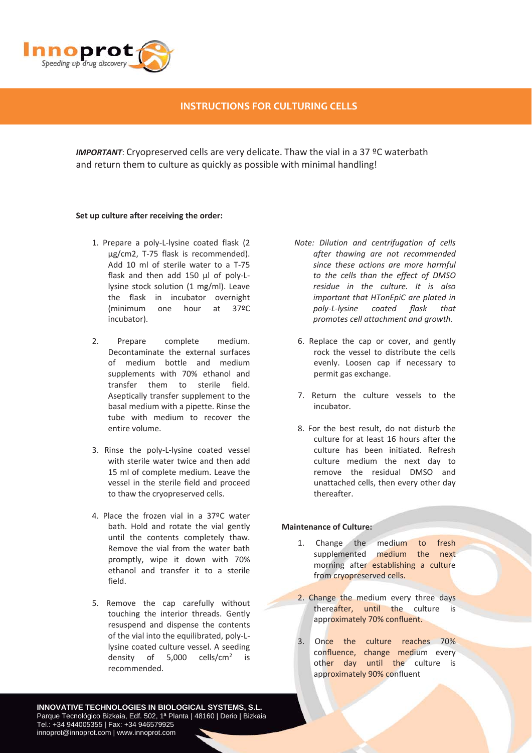## INSTRUCTIONS FOR CULTURING CELLS

***IMPORTANT***: Cryopreserved cells are very delicate. Thaw the vial in a 37 ºC waterbath and return them to culture as quickly as possible with minimal handling!

**Set up culture after receiving the order:**

1. Prepare a poly-L-lysine coated flask (2 µg/cm2, T-75 flask is recommended). Add 10 ml of sterile water to a T-75 flask and then add 150 µl of poly-L-lysine stock solution (1 mg/ml). Leave the flask in incubator overnight (minimum one hour at 37ºC incubator).

2. Prepare complete medium. Decontaminate the external surfaces of medium bottle and medium supplements with 70% ethanol and transfer them to sterile field. Aseptically transfer supplement to the basal medium with a pipette. Rinse the tube with medium to recover the entire volume.

3. Rinse the poly-L-lysine coated vessel with sterile water twice and then add 15 ml of complete medium. Leave the vessel in the sterile field and proceed to thaw the cryopreserved cells.

4. Place the frozen vial in a 37ºC water bath. Hold and rotate the vial gently until the contents completely thaw. Remove the vial from the water bath promptly, wipe it down with 70% ethanol and transfer it to a sterile field.

5. Remove the cap carefully without touching the interior threads. Gently resuspend and dispense the contents of the vial into the equilibrated, poly-L-lysine coated culture vessel. A seeding density of 5,000 cells/cm$^2$ is recommended.

*Note: Dilution and centrifugation of cells after thawing are not recommended since these actions are more harmful to the cells than the effect of DMSO residue in the culture. It is also important that HTonEpiC are plated in poly-L-lysine coated flask that promotes cell attachment and growth.*

6. Replace the cap or cover, and gently rock the vessel to distribute the cells evenly. Loosen cap if necessary to permit gas exchange.

7. Return the culture vessels to the incubator.

8. For the best result, do not disturb the culture for at least 16 hours after the culture has been initiated. Refresh culture medium the next day to remove the residual DMSO and unattached cells, then every other day thereafter.

**Maintenance of Culture:**

1. Change the medium to fresh supplemented medium the next morning after establishing a culture from cryopreserved cells.

2. Change the medium every three days thereafter, until the culture is approximately 70% confluent.

3. Once the culture reaches 70% confluence, change medium every other day until the culture is approximately 90% confluent

**INNOVATIVE TECHNOLOGIES IN BIOLOGICAL SYSTEMS, S.L.**
Parque Tecnológico Bizkaia, Edf. 502, 1ª Planta | 48160 | Derio | Bizkaia
Tel.: +34 944005355 | Fax: +34 946579925
innoprot@innoprot.com | www.innoprot.com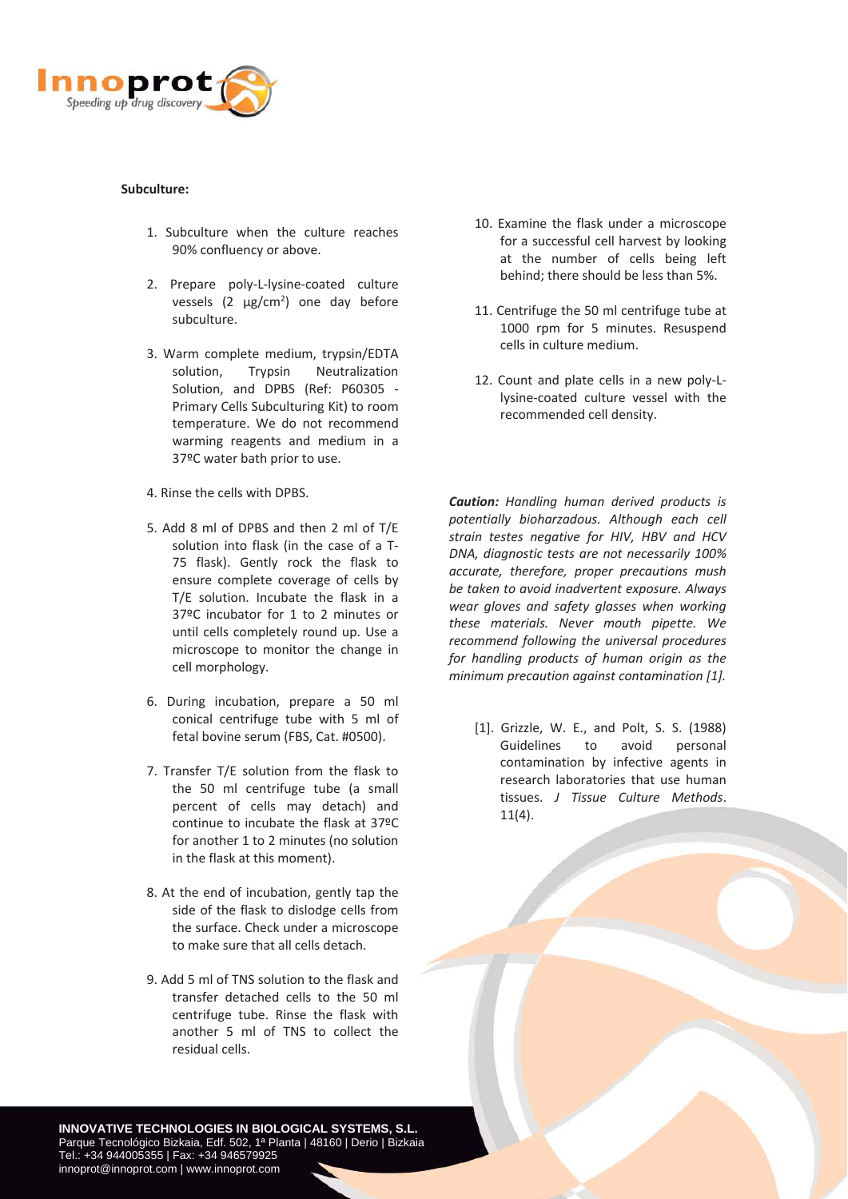**Subculture:**

1. Subculture when the culture reaches 90% confluency or above.

2. Prepare poly-L-lysine-coated culture vessels (2 μg/cm$^2$) one day before subculture.

3. Warm complete medium, trypsin/EDTA solution, Trypsin Neutralization Solution, and DPBS (Ref: P60305 - Primary Cells Subculturing Kit) to room temperature. We do not recommend warming reagents and medium in a 37ºC water bath prior to use.

4. Rinse the cells with DPBS.

5. Add 8 ml of DPBS and then 2 ml of T/E solution into flask (in the case of a T-75 flask). Gently rock the flask to ensure complete coverage of cells by T/E solution. Incubate the flask in a 37ºC incubator for 1 to 2 minutes or until cells completely round up. Use a microscope to monitor the change in cell morphology.

6. During incubation, prepare a 50 ml conical centrifuge tube with 5 ml of fetal bovine serum (FBS, Cat. #0500).

7. Transfer T/E solution from the flask to the 50 ml centrifuge tube (a small percent of cells may detach) and continue to incubate the flask at 37ºC for another 1 to 2 minutes (no solution in the flask at this moment).

8. At the end of incubation, gently tap the side of the flask to dislodge cells from the surface. Check under a microscope to make sure that all cells detach.

9. Add 5 ml of TNS solution to the flask and transfer detached cells to the 50 ml centrifuge tube. Rinse the flask with another 5 ml of TNS to collect the residual cells.

10. Examine the flask under a microscope for a successful cell harvest by looking at the number of cells being left behind; there should be less than 5%.

11. Centrifuge the 50 ml centrifuge tube at 1000 rpm for 5 minutes. Resuspend cells in culture medium.

12. Count and plate cells in a new poly-L-lysine-coated culture vessel with the recommended cell density.

***Caution:*** *Handling human derived products is potentially bioharzadous. Although each cell strain testes negative for HIV, HBV and HCV DNA, diagnostic tests are not necessarily 100% accurate, therefore, proper precautions mush be taken to avoid inadvertent exposure. Always wear gloves and safety glasses when working these materials. Never mouth pipette. We recommend following the universal procedures for handling products of human origin as the minimum precaution against contamination [1].*

[1]. Grizzle, W. E., and Polt, S. S. (1988) Guidelines to avoid personal contamination by infective agents in research laboratories that use human tissues. *J Tissue Culture Methods*. 11(4).